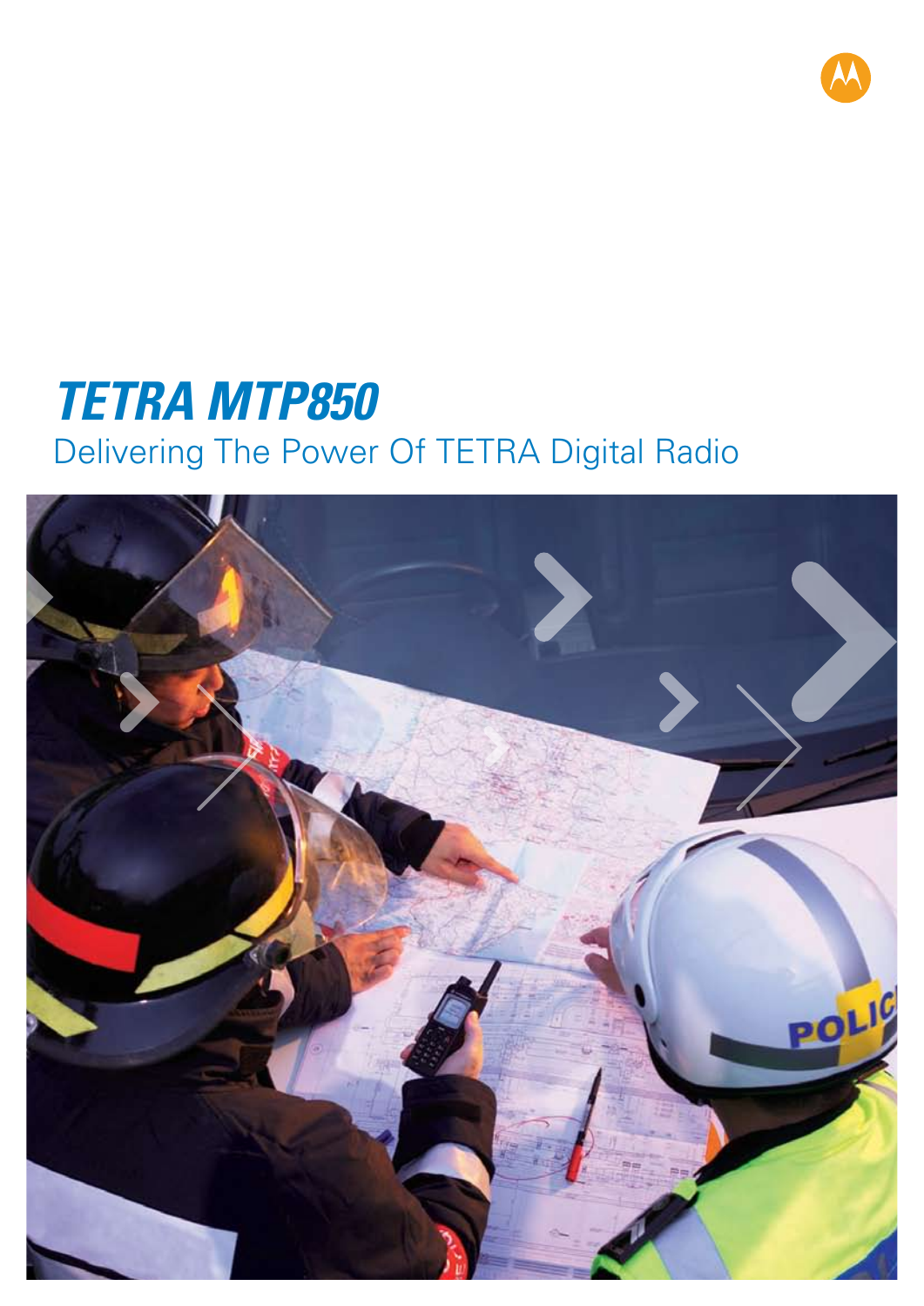# TETRA MTP850

Delivering The Power Of TETRA Digital Radio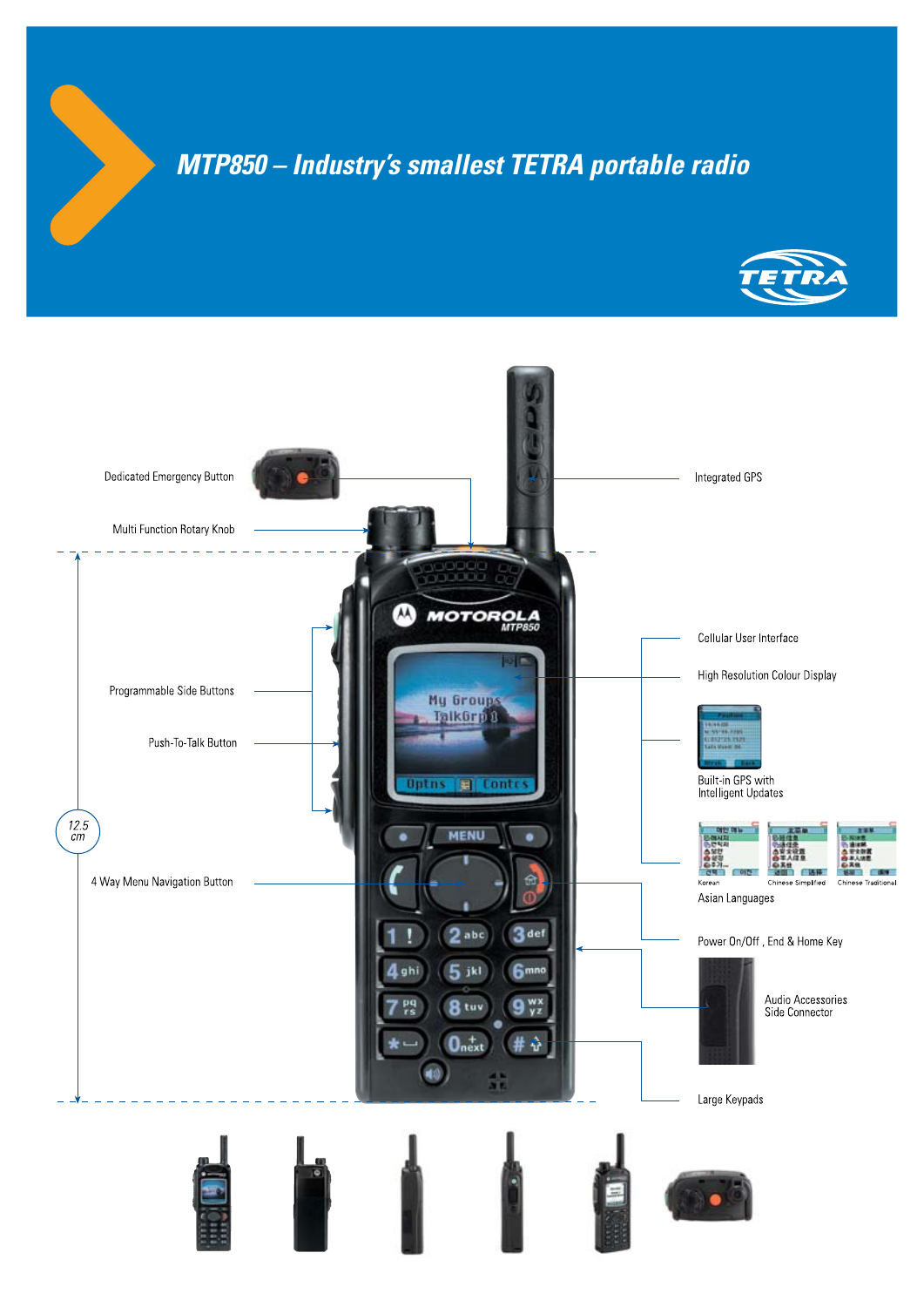# MTP850 – Industry's smallest TETRA portable radio

TETRA

Dedicated Emergency Button

Multi Function Rotary Knob

Programmable Side Buttons

Push-To-Talk Button

12.5 cm

4 Way Menu Navigation Button

Integrated GPS

Cellular User Interface

High Resolution Colour Display

Built-in GPS with Intelligent Updates

Korean | Chinese Simplified | Chinese Traditional

Asian Languages

Power On/Off, End & Home Key

Audio Accessories Side Connector

Large Keypads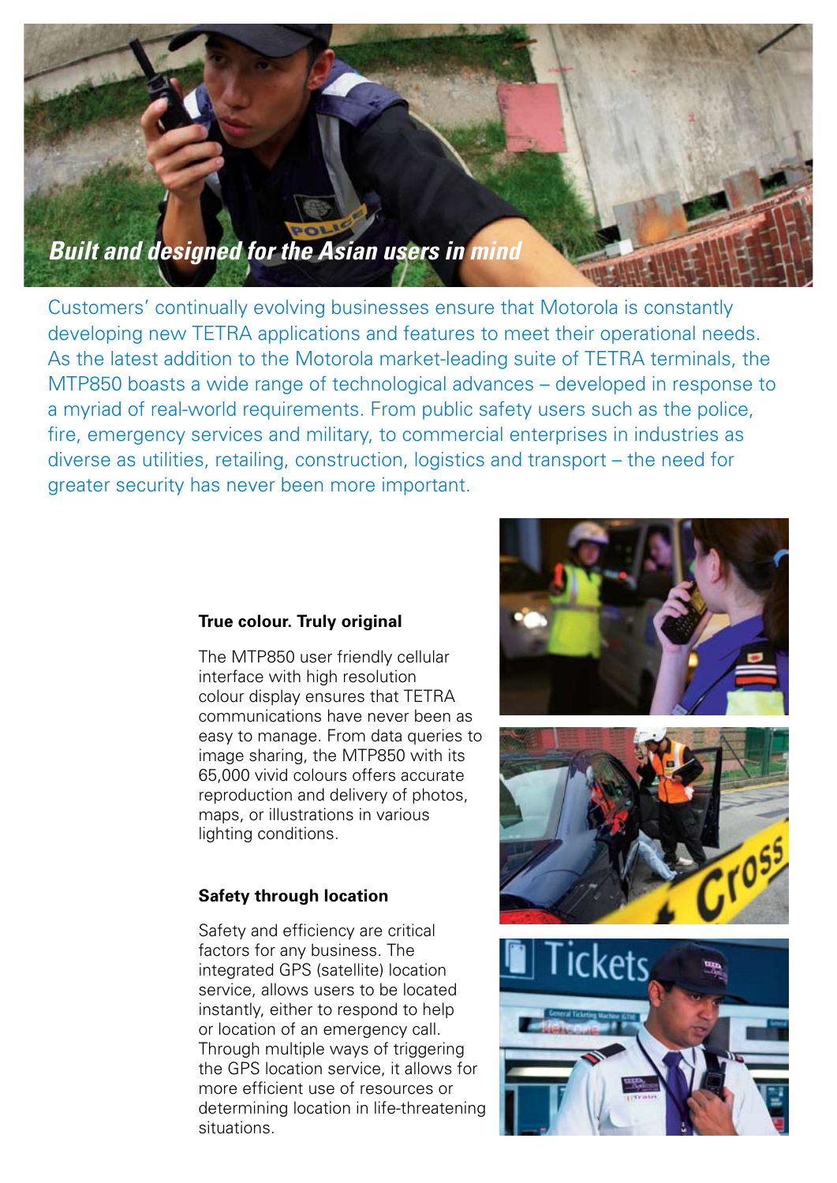## *Built and designed for the Asian users in mind*

Customers' continually evolving businesses ensure that Motorola is constantly developing new TETRA applications and features to meet their operational needs. As the latest addition to the Motorola market-leading suite of TETRA terminals, the MTP850 boasts a wide range of technological advances – developed in response to a myriad of real-world requirements. From public safety users such as the police, fire, emergency services and military, to commercial enterprises in industries as diverse as utilities, retailing, construction, logistics and transport – the need for greater security has never been more important.

### True colour. Truly original

The MTP850 user friendly cellular interface with high resolution colour display ensures that TETRA communications have never been as easy to manage. From data queries to image sharing, the MTP850 with its 65,000 vivid colours offers accurate reproduction and delivery of photos, maps, or illustrations in various lighting conditions.

### Safety through location

Safety and efficiency are critical factors for any business. The integrated GPS (satellite) location service, allows users to be located instantly, either to respond to help or location of an emergency call. Through multiple ways of triggering the GPS location service, it allows for more efficient use of resources or determining location in life-threatening situations.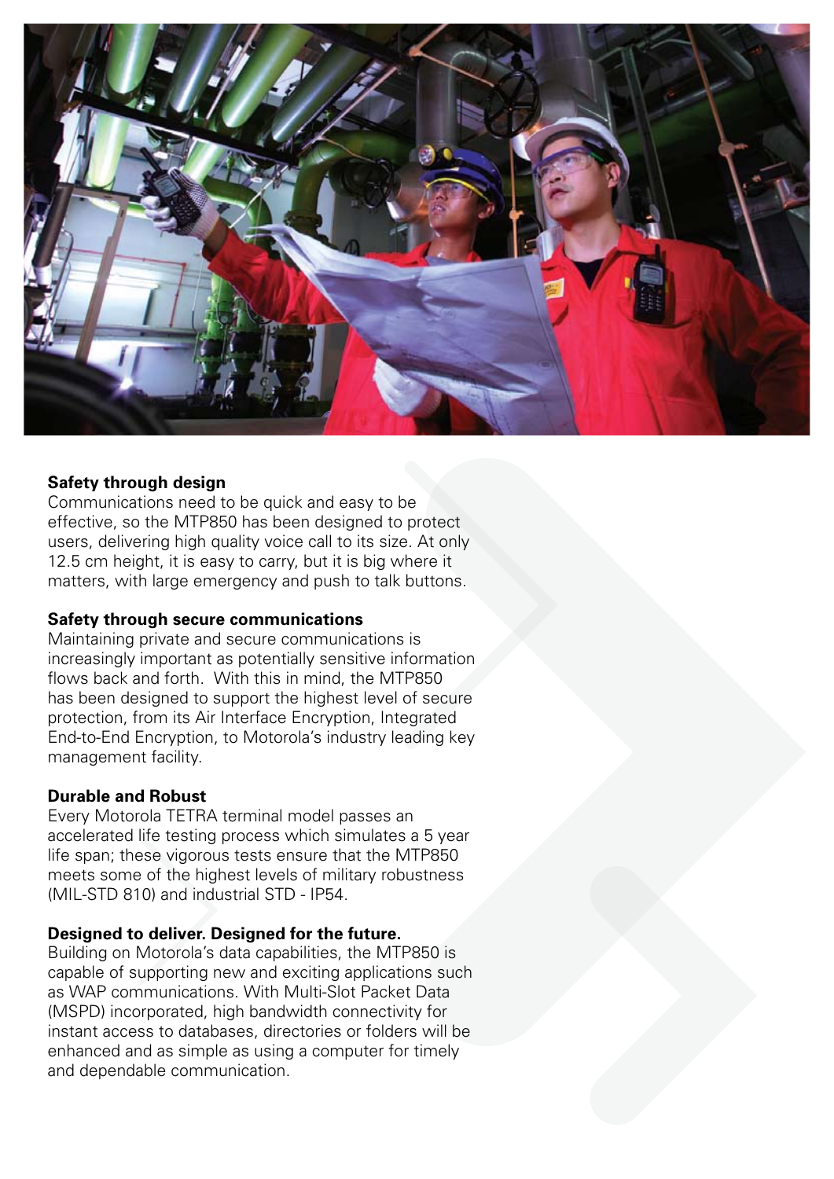**Safety through design**

Communications need to be quick and easy to be effective, so the MTP850 has been designed to protect users, delivering high quality voice call to its size. At only 12.5 cm height, it is easy to carry, but it is big where it matters, with large emergency and push to talk buttons.

**Safety through secure communications**

Maintaining private and secure communications is increasingly important as potentially sensitive information flows back and forth. With this in mind, the MTP850 has been designed to support the highest level of secure protection, from its Air Interface Encryption, Integrated End-to-End Encryption, to Motorola's industry leading key management facility.

**Durable and Robust**

Every Motorola TETRA terminal model passes an accelerated life testing process which simulates a 5 year life span; these vigorous tests ensure that the MTP850 meets some of the highest levels of military robustness (MIL-STD 810) and industrial STD - IP54.

**Designed to deliver. Designed for the future.**

Building on Motorola's data capabilities, the MTP850 is capable of supporting new and exciting applications such as WAP communications. With Multi-Slot Packet Data (MSPD) incorporated, high bandwidth connectivity for instant access to databases, directories or folders will be enhanced and as simple as using a computer for timely and dependable communication.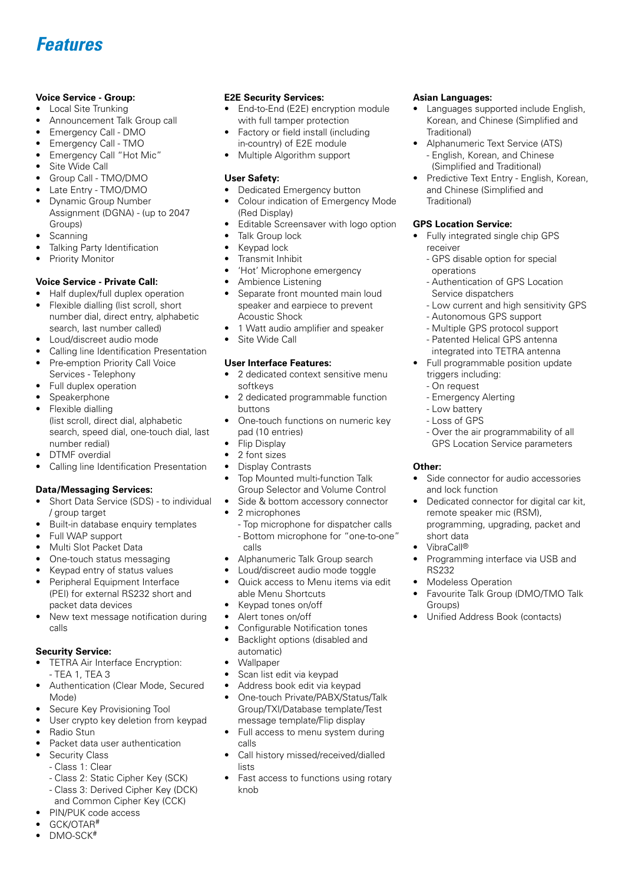# Features

### Voice Service - Group:

- Local Site Trunking
- Announcement Talk Group call
- Emergency Call - DMO
- Emergency Call - TMO
- Emergency Call "Hot Mic"
- Site Wide Call
- Group Call - TMO/DMO
- Late Entry - TMO/DMO
- Dynamic Group Number Assignment (DGNA) - (up to 2047 Groups)
- Scanning
- Talking Party Identification
- Priority Monitor

### Voice Service - Private Call:

- Half duplex/full duplex operation
- Flexible dialling (list scroll, short number dial, direct entry, alphabetic search, last number called)
- Loud/discreet audio mode
- Calling line Identification Presentation
- Pre-emption Priority Call Voice Services - Telephony
- Full duplex operation
- Speakerphone
- Flexible dialling (list scroll, direct dial, alphabetic search, speed dial, one-touch dial, last number redial)
- DTMF overdial
- Calling line Identification Presentation

### Data/Messaging Services:

- Short Data Service (SDS) - to individual / group target
- Built-in database enquiry templates
- Full WAP support
- Multi Slot Packet Data
- One-touch status messaging
- Keypad entry of status values
- Peripheral Equipment Interface (PEI) for external RS232 short and packet data devices
- New text message notification during calls

### Security Service:

- TETRA Air Interface Encryption:
  - TEA 1, TEA 3
- Authentication (Clear Mode, Secured Mode)
- Secure Key Provisioning Tool
- User crypto key deletion from keypad
- Radio Stun
- Packet data user authentication
- Security Class
  - Class 1: Clear
  - Class 2: Static Cipher Key (SCK)
  - Class 3: Derived Cipher Key (DCK) and Common Cipher Key (CCK)
- PIN/PUK code access
- GCK/OTAR#
- DMO-SCK#

### E2E Security Services:

- End-to-End (E2E) encryption module with full tamper protection
- Factory or field install (including in-country) of E2E module
- Multiple Algorithm support

### User Safety:

- Dedicated Emergency button
- Colour indication of Emergency Mode (Red Display)
- Editable Screensaver with logo option
- Talk Group lock
- Keypad lock
- Transmit Inhibit
- 'Hot' Microphone emergency
- Ambience Listening
- Separate front mounted main loud speaker and earpiece to prevent Acoustic Shock
- 1 Watt audio amplifier and speaker
- Site Wide Call

### User Interface Features:

- 2 dedicated context sensitive menu softkeys
- 2 dedicated programmable function buttons
- One-touch functions on numeric key pad (10 entries)
- Flip Display
- 2 font sizes
- Display Contrasts
- Top Mounted multi-function Talk Group Selector and Volume Control
- Side & bottom accessory connector
- 2 microphones
  - Top microphone for dispatcher calls
  - Bottom microphone for "one-to-one" calls
- Alphanumeric Talk Group search
- Loud/discreet audio mode toggle
- Quick access to Menu items via edit able Menu Shortcuts
- Keypad tones on/off
- Alert tones on/off
- Configurable Notification tones
- Backlight options (disabled and automatic)
- Wallpaper
- Scan list edit via keypad
- Address book edit via keypad
- One-touch Private/PABX/Status/Talk Group/TXI/Database template/Test message template/Flip display
- Full access to menu system during calls
- Call history missed/received/dialled lists
- Fast access to functions using rotary knob

### Asian Languages:

- Languages supported include English, Korean, and Chinese (Simplified and Traditional)
- Alphanumeric Text Service (ATS)
  - English, Korean, and Chinese (Simplified and Traditional)
- Predictive Text Entry - English, Korean, and Chinese (Simplified and Traditional)

### GPS Location Service:

- Fully integrated single chip GPS receiver
  - GPS disable option for special operations
  - Authentication of GPS Location Service dispatchers
  - Low current and high sensitivity GPS
  - Autonomous GPS support
  - Multiple GPS protocol support
  - Patented Helical GPS antenna integrated into TETRA antenna
- Full programmable position update triggers including:
  - On request
  - Emergency Alerting
  - Low battery
  - Loss of GPS
  - Over the air programmability of all GPS Location Service parameters

### Other:

- Side connector for audio accessories and lock function
- Dedicated connector for digital car kit, remote speaker mic (RSM), programming, upgrading, packet and short data
- VibraCall®
- Programming interface via USB and RS232
- Modeless Operation
- Favourite Talk Group (DMO/TMO Talk Groups)
- Unified Address Book (contacts)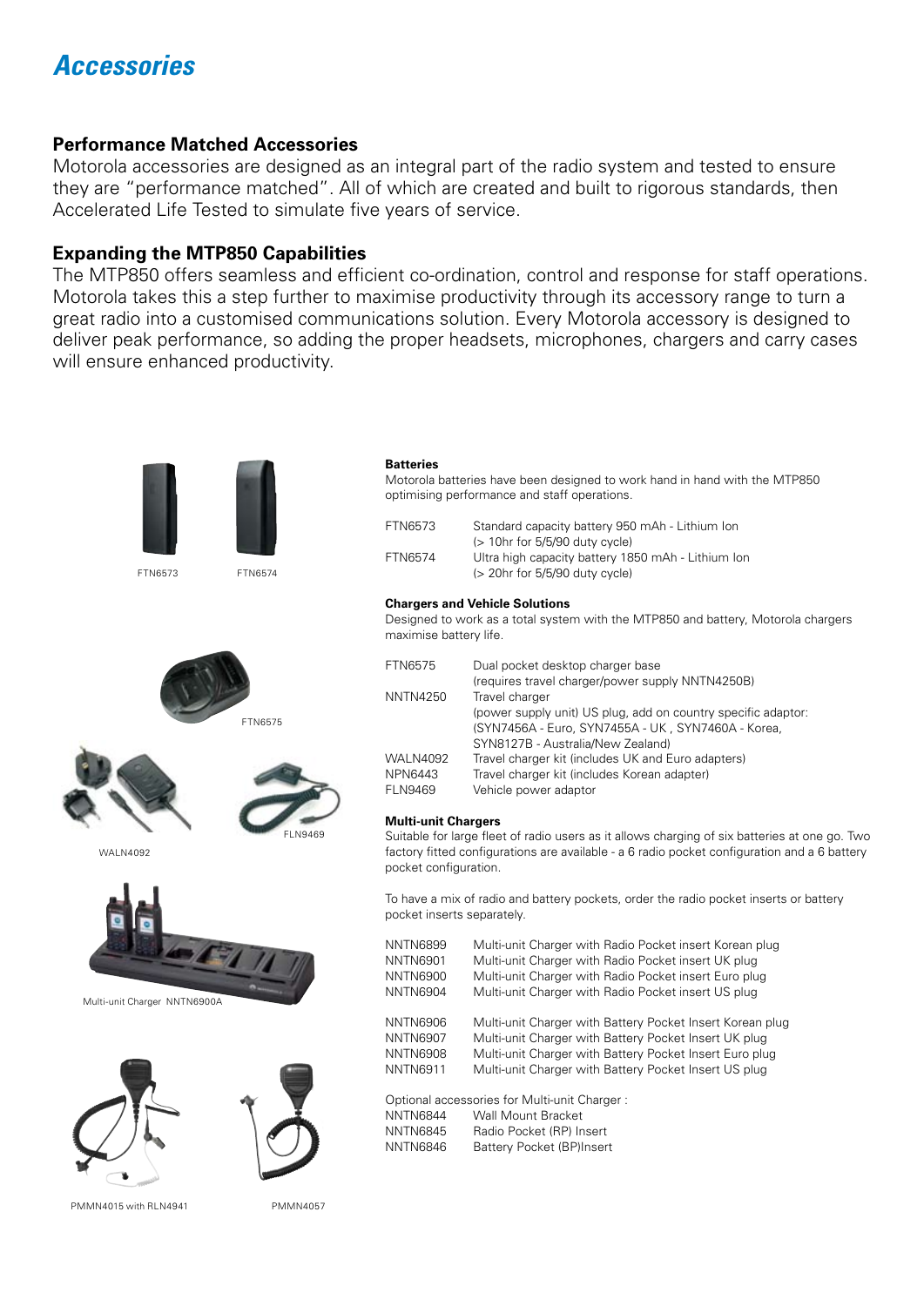# Accessories

## Performance Matched Accessories

Motorola accessories are designed as an integral part of the radio system and tested to ensure they are "performance matched". All of which are created and built to rigorous standards, then Accelerated Life Tested to simulate five years of service.

## Expanding the MTP850 Capabilities

The MTP850 offers seamless and efficient co-ordination, control and response for staff operations. Motorola takes this a step further to maximise productivity through its accessory range to turn a great radio into a customised communications solution. Every Motorola accessory is designed to deliver peak performance, so adding the proper headsets, microphones, chargers and carry cases will ensure enhanced productivity.

FTN6573 FTN6574

FTN6575

WALN4092

FLN9469

Multi-unit Charger NNTN6900A

PMMN4015 with RLN4941

PMMN4057

### Batteries

Motorola batteries have been designed to work hand in hand with the MTP850 optimising performance and staff operations.

| | |
|---|---|
| FTN6573 | Standard capacity battery 950 mAh - Lithium Ion (> 10hr for 5/5/90 duty cycle) |
| FTN6574 | Ultra high capacity battery 1850 mAh - Lithium Ion (> 20hr for 5/5/90 duty cycle) |

### Chargers and Vehicle Solutions

Designed to work as a total system with the MTP850 and battery, Motorola chargers maximise battery life.

| | |
|---|---|
| FTN6575 | Dual pocket desktop charger base (requires travel charger/power supply NNTN4250B) |
| NNTN4250 | Travel charger (power supply unit) US plug, add on country specific adaptor: (SYN7456A - Euro, SYN7455A - UK , SYN7460A - Korea, SYN8127B - Australia/New Zealand) |
| WALN4092 | Travel charger kit (includes UK and Euro adapters) |
| NPN6443 | Travel charger kit (includes Korean adapter) |
| FLN9469 | Vehicle power adaptor |

### Multi-unit Chargers

Suitable for large fleet of radio users as it allows charging of six batteries at one go. Two factory fitted configurations are available - a 6 radio pocket configuration and a 6 battery pocket configuration.

To have a mix of radio and battery pockets, order the radio pocket inserts or battery pocket inserts separately.

| | |
|---|---|
| NNTN6899 | Multi-unit Charger with Radio Pocket insert Korean plug |
| NNTN6901 | Multi-unit Charger with Radio Pocket insert UK plug |
| NNTN6900 | Multi-unit Charger with Radio Pocket insert Euro plug |
| NNTN6904 | Multi-unit Charger with Radio Pocket insert US plug |
| NNTN6906 | Multi-unit Charger with Battery Pocket Insert Korean plug |
| NNTN6907 | Multi-unit Charger with Battery Pocket Insert UK plug |
| NNTN6908 | Multi-unit Charger with Battery Pocket Insert Euro plug |
| NNTN6911 | Multi-unit Charger with Battery Pocket Insert US plug |

Optional accessories for Multi-unit Charger :

| | |
|---|---|
| NNTN6844 | Wall Mount Bracket |
| NNTN6845 | Radio Pocket (RP) Insert |
| NNTN6846 | Battery Pocket (BP)Insert |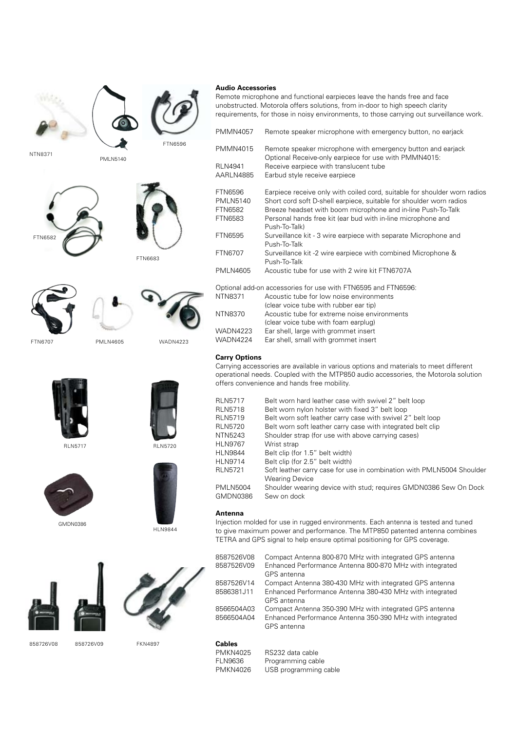### Audio Accessories

Remote microphone and functional earpieces leave the hands free and face unobstructed. Motorola offers solutions, from in-door to high speech clarity requirements, for those in noisy environments, to those carrying out surveillance work.

| | |
|---|---|
| PMMN4057 | Remote speaker microphone with emergency button, no earjack |
| PMMN4015 | Remote speaker microphone with emergency button and earjack |
| | Optional Receive-only earpiece for use with PMMN4015: |
| RLN4941 | Receive earpiece with translucent tube |
| AARLN4885 | Earbud style receive earpiece |
| FTN6596 | Earpiece receive only with coiled cord, suitable for shoulder worn radios |
| PMLN5140 | Short cord soft D-shell earpiece, suitable for shoulder worn radios |
| FTN6582 | Breeze headset with boom microphone and in-line Push-To-Talk |
| FTN6583 | Personal hands free kit (ear bud with in-line microphone and Push-To-Talk) |
| FTN6595 | Surveillance kit - 3 wire earpiece with separate Microphone and Push-To-Talk |
| FTN6707 | Surveillance kit -2 wire earpiece with combined Microphone & Push-To-Talk |
| PMLN4605 | Acoustic tube for use with 2 wire kit FTN6707A |

Optional add-on accessories for use with FTN6595 and FTN6596:

| | |
|---|---|
| NTN8371 | Acoustic tube for low noise environments (clear voice tube with rubber ear tip) |
| NTN8370 | Acoustic tube for extreme noise environments (clear voice tube with foam earplug) |
| WADN4223 | Ear shell, large with grommet insert |
| WADN4224 | Ear shell, small with grommet insert |

### Carry Options

Carrying accessories are available in various options and materials to meet different operational needs. Coupled with the MTP850 audio accessories, the Motorola solution offers convenience and hands free mobility.

| | |
|---|---|
| RLN5717 | Belt worn hard leather case with swivel 2" belt loop |
| RLN5718 | Belt worn nylon holster with fixed 3" belt loop |
| RLN5719 | Belt worn soft leather carry case with swivel 2" belt loop |
| RLN5720 | Belt worn soft leather carry case with integrated belt clip |
| NTN5243 | Shoulder strap (for use with above carrying cases) |
| HLN9767 | Wrist strap |
| HLN9844 | Belt clip (for 1.5" belt width) |
| HLN9714 | Belt clip (for 2.5" belt width) |
| RLN5721 | Soft leather carry case for use in combination with PMLN5004 Shoulder Wearing Device |
| PMLN5004 | Shoulder wearing device with stud; requires GMDN0386 Sew On Dock |
| GMDN0386 | Sew on dock |

### Antenna

Injection molded for use in rugged environments. Each antenna is tested and tuned to give maximum power and performance. The MTP850 patented antenna combines TETRA and GPS signal to help ensure optimal positioning for GPS coverage.

| | |
|---|---|
| 8587526V08 | Compact Antenna 800-870 MHz with integrated GPS antenna |
| 8587526V09 | Enhanced Performance Antenna 800-870 MHz with integrated GPS antenna |
| 8587526V14 | Compact Antenna 380-430 MHz with integrated GPS antenna |
| 8586381J11 | Enhanced Performance Antenna 380-430 MHz with integrated GPS antenna |
| 8566504A03 | Compact Antenna 350-390 MHz with integrated GPS antenna |
| 8566504A04 | Enhanced Performance Antenna 350-390 MHz with integrated GPS antenna |

### Cables

| | |
|---|---|
| PMKN4025 | RS232 data cable |
| FLN9636 | Programming cable |
| PMKN4026 | USB programming cable |

NTN8371 PMLN5140 FTN6596

FTN6582 FTN6683

FTN6707 PMLN4605 WADN4223

RLN5717 RLN5720

GMDN0386 HLN9844

858726V08 858726V09 FKN4897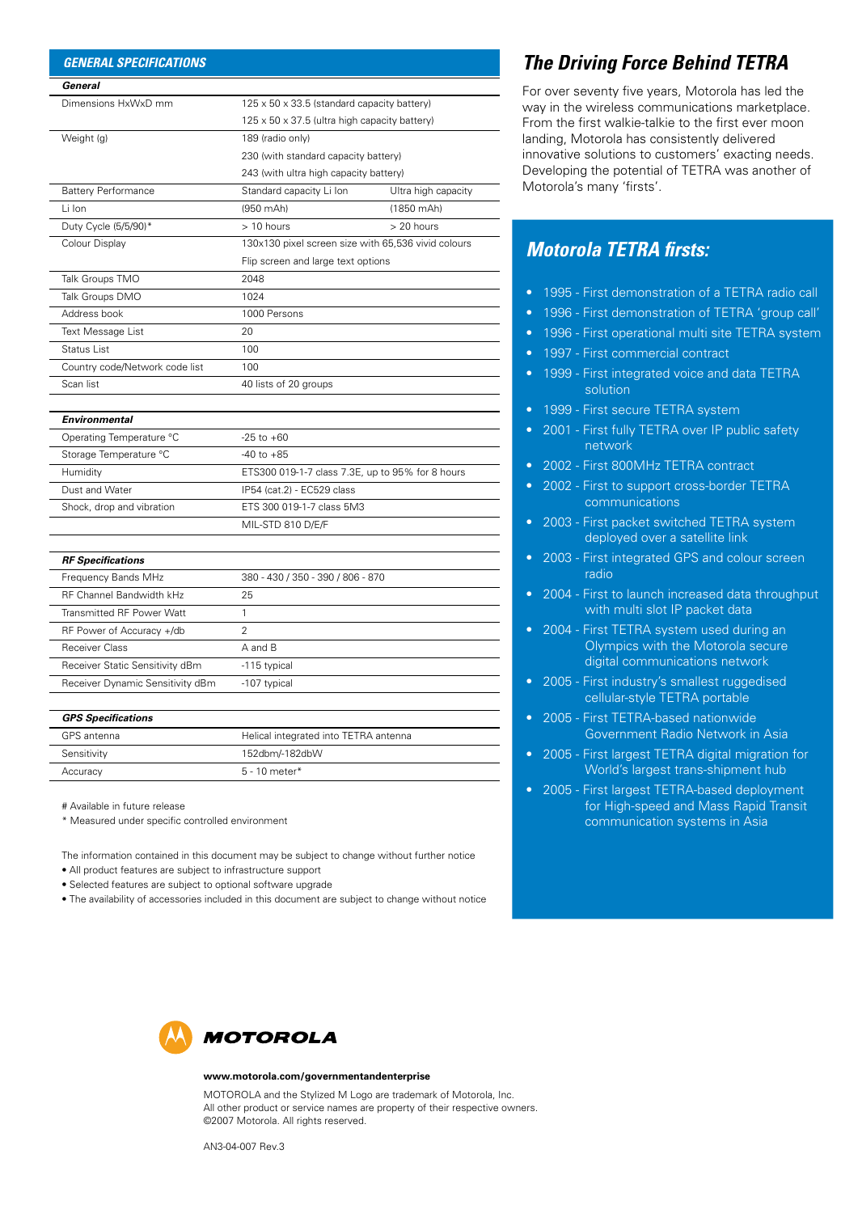## GENERAL SPECIFICATIONS

| | | |
|---|---|---|
| ***General*** | | |
| Dimensions HxWxD mm | 125 x 50 x 33.5 (standard capacity battery) | |
| | 125 x 50 x 37.5 (ultra high capacity battery) | |
| Weight (g) | 189 (radio only) | |
| | 230 (with standard capacity battery) | |
| | 243 (with ultra high capacity battery) | |
| Battery Performance | Standard capacity Li Ion | Ultra high capacity |
| Li Ion | (950 mAh) | (1850 mAh) |
| Duty Cycle (5/5/90)* | > 10 hours | > 20 hours |
| Colour Display | 130x130 pixel screen size with 65,536 vivid colours | |
| | Flip screen and large text options | |
| Talk Groups TMO | 2048 | |
| Talk Groups DMO | 1024 | |
| Address book | 1000 Persons | |
| Text Message List | 20 | |
| Status List | 100 | |
| Country code/Network code list | 100 | |
| Scan list | 40 lists of 20 groups | |

| | |
|---|---|
| ***Environmental*** | |
| Operating Temperature °C | -25 to +60 |
| Storage Temperature °C | -40 to +85 |
| Humidity | ETS300 019-1-7 class 7.3E, up to 95% for 8 hours |
| Dust and Water | IP54 (cat.2) - EC529 class |
| Shock, drop and vibration | ETS 300 019-1-7 class 5M3 |
| | MIL-STD 810 D/E/F |

| | |
|---|---|
| ***RF Specifications*** | |
| Frequency Bands MHz | 380 - 430 / 350 - 390 / 806 - 870 |
| RF Channel Bandwidth kHz | 25 |
| Transmitted RF Power Watt | 1 |
| RF Power of Accuracy +/db | 2 |
| Receiver Class | A and B |
| Receiver Static Sensitivity dBm | -115 typical |
| Receiver Dynamic Sensitivity dBm | -107 typical |

| | |
|---|---|
| ***GPS Specifications*** | |
| GPS antenna | Helical integrated into TETRA antenna |
| Sensitivity | 152dbm/-182dbW |
| Accuracy | 5 - 10 meter* |

# Available in future release
* Measured under specific controlled environment

The information contained in this document may be subject to change without further notice
• All product features are subject to infrastructure support
• Selected features are subject to optional software upgrade
• The availability of accessories included in this document are subject to change without notice

## The Driving Force Behind TETRA

For over seventy five years, Motorola has led the way in the wireless communications marketplace. From the first walkie-talkie to the first ever moon landing, Motorola has consistently delivered innovative solutions to customers' exacting needs. Developing the potential of TETRA was another of Motorola's many 'firsts'.

## Motorola TETRA firsts:

- 1995 - First demonstration of a TETRA radio call
- 1996 - First demonstration of TETRA 'group call'
- 1996 - First operational multi site TETRA system
- 1997 - First commercial contract
- 1999 - First integrated voice and data TETRA solution
- 1999 - First secure TETRA system
- 2001 - First fully TETRA over IP public safety network
- 2002 - First 800MHz TETRA contract
- 2002 - First to support cross-border TETRA communications
- 2003 - First packet switched TETRA system deployed over a satellite link
- 2003 - First integrated GPS and colour screen radio
- 2004 - First to launch increased data throughput with multi slot IP packet data
- 2004 - First TETRA system used during an Olympics with the Motorola secure digital communications network
- 2005 - First industry's smallest ruggedised cellular-style TETRA portable
- 2005 - First TETRA-based nationwide Government Radio Network in Asia
- 2005 - First largest TETRA digital migration for World's largest trans-shipment hub
- 2005 - First largest TETRA-based deployment for High-speed and Mass Rapid Transit communication systems in Asia

MOTOROLA

**www.motorola.com/governmentandenterprise**

MOTOROLA and the Stylized M Logo are trademark of Motorola, Inc.
All other product or service names are property of their respective owners.
©2007 Motorola. All rights reserved.

AN3-04-007 Rev.3